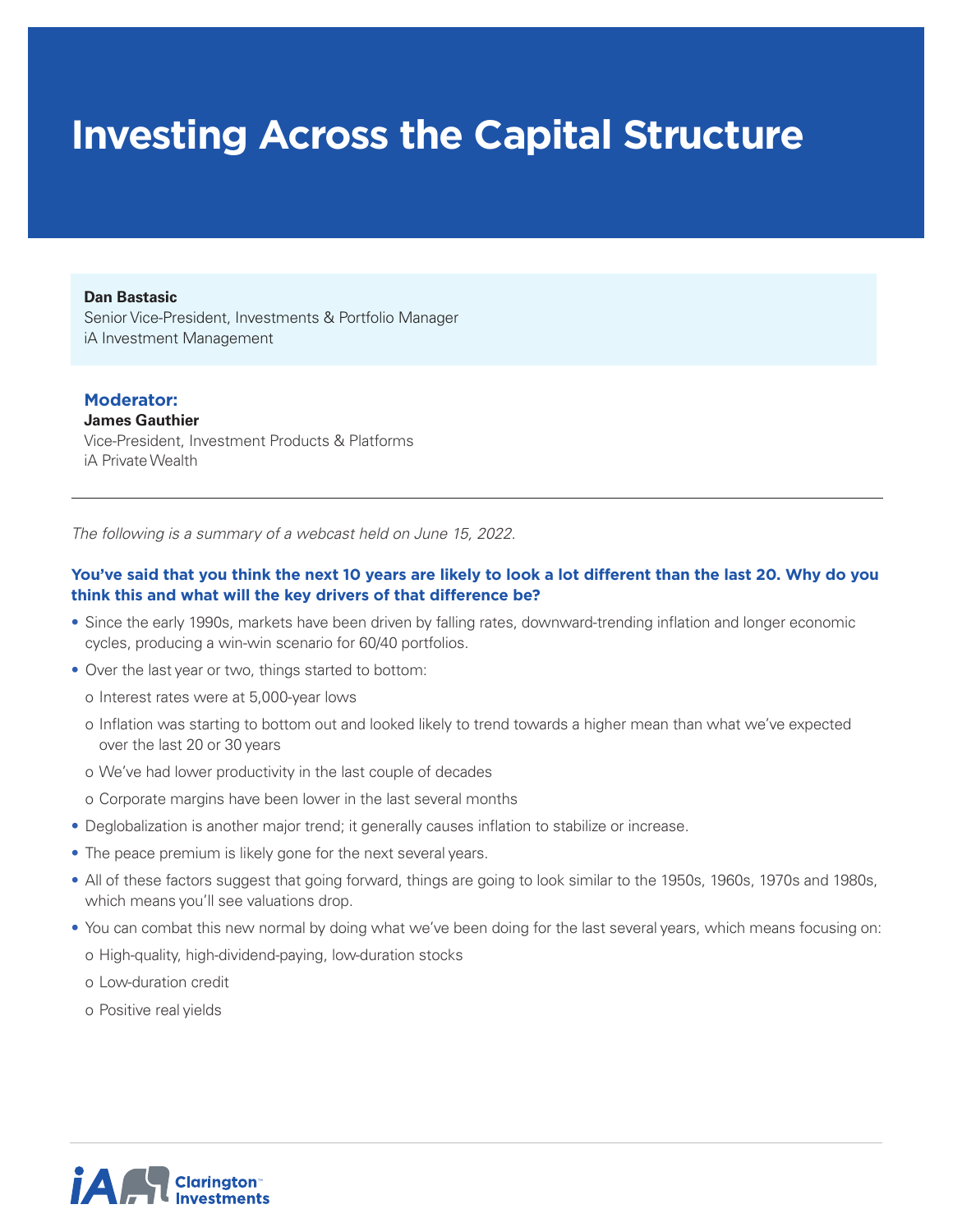# Investing Across the Capital Structure

**Dan Bastasic**
Senior Vice-President, Investments & Portfolio Manager
iA Investment Management

**Moderator:**
**James Gauthier**
Vice-President, Investment Products & Platforms
iA Private Wealth

---

*The following is a summary of a webcast held on June 15, 2022.*

### You've said that you think the next 10 years are likely to look a lot different than the last 20. Why do you think this and what will the key drivers of that difference be?

- Since the early 1990s, markets have been driven by falling rates, downward-trending inflation and longer economic cycles, producing a win-win scenario for 60/40 portfolios.
- Over the last year or two, things started to bottom:
  - Interest rates were at 5,000-year lows
  - Inflation was starting to bottom out and looked likely to trend towards a higher mean than what we've expected over the last 20 or 30 years
  - We've had lower productivity in the last couple of decades
  - Corporate margins have been lower in the last several months
- Deglobalization is another major trend; it generally causes inflation to stabilize or increase.
- The peace premium is likely gone for the next several years.
- All of these factors suggest that going forward, things are going to look similar to the 1950s, 1960s, 1970s and 1980s, which means you'll see valuations drop.
- You can combat this new normal by doing what we've been doing for the last several years, which means focusing on:
  - High-quality, high-dividend-paying, low-duration stocks
  - Low-duration credit
  - Positive real yields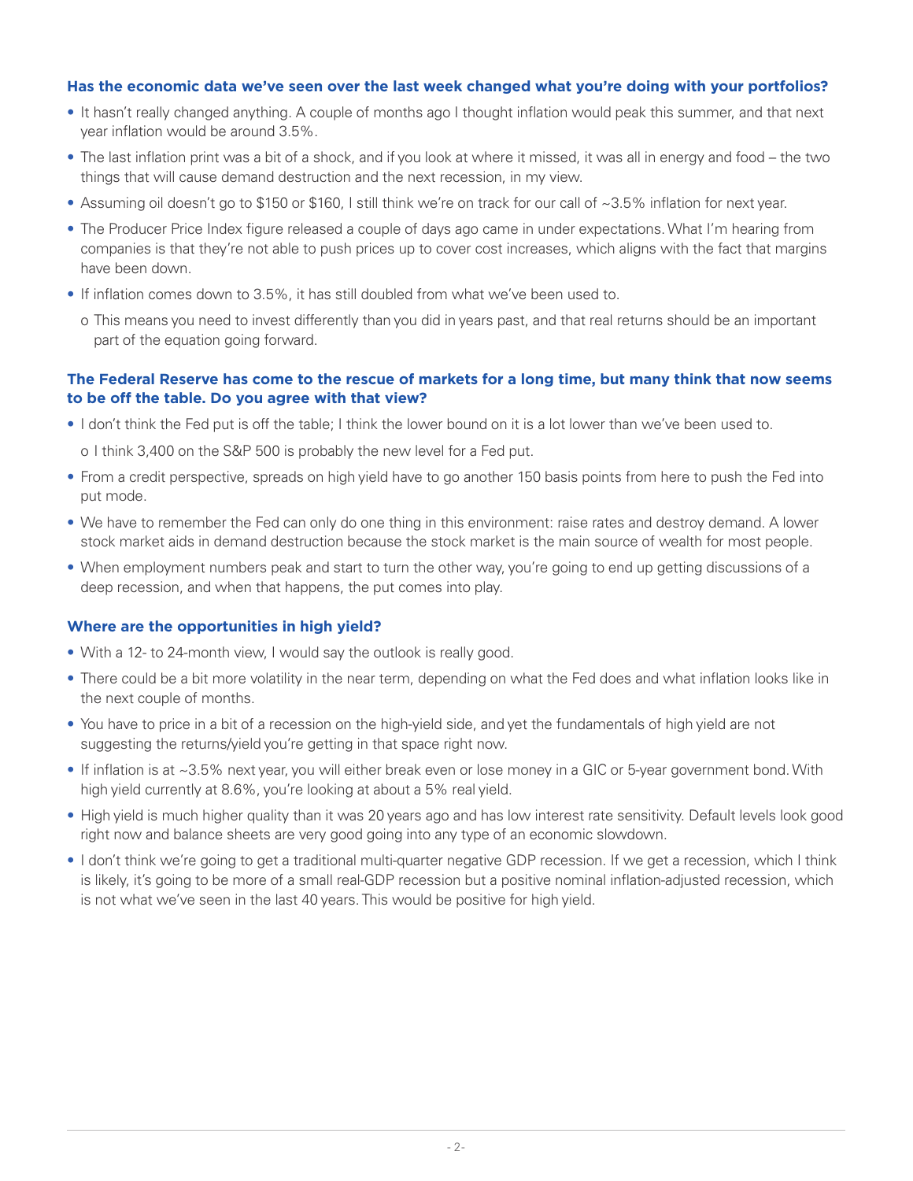**Has the economic data we've seen over the last week changed what you're doing with your portfolios?**

- It hasn't really changed anything. A couple of months ago I thought inflation would peak this summer, and that next year inflation would be around 3.5%.
- The last inflation print was a bit of a shock, and if you look at where it missed, it was all in energy and food – the two things that will cause demand destruction and the next recession, in my view.
- Assuming oil doesn't go to $150 or $160, I still think we're on track for our call of ~3.5% inflation for next year.
- The Producer Price Index figure released a couple of days ago came in under expectations. What I'm hearing from companies is that they're not able to push prices up to cover cost increases, which aligns with the fact that margins have been down.
- If inflation comes down to 3.5%, it has still doubled from what we've been used to.
  - This means you need to invest differently than you did in years past, and that real returns should be an important part of the equation going forward.

**The Federal Reserve has come to the rescue of markets for a long time, but many think that now seems to be off the table. Do you agree with that view?**

- I don't think the Fed put is off the table; I think the lower bound on it is a lot lower than we've been used to.
  - I think 3,400 on the S&P 500 is probably the new level for a Fed put.
- From a credit perspective, spreads on high yield have to go another 150 basis points from here to push the Fed into put mode.
- We have to remember the Fed can only do one thing in this environment: raise rates and destroy demand. A lower stock market aids in demand destruction because the stock market is the main source of wealth for most people.
- When employment numbers peak and start to turn the other way, you're going to end up getting discussions of a deep recession, and when that happens, the put comes into play.

**Where are the opportunities in high yield?**

- With a 12- to 24-month view, I would say the outlook is really good.
- There could be a bit more volatility in the near term, depending on what the Fed does and what inflation looks like in the next couple of months.
- You have to price in a bit of a recession on the high-yield side, and yet the fundamentals of high yield are not suggesting the returns/yield you're getting in that space right now.
- If inflation is at ~3.5% next year, you will either break even or lose money in a GIC or 5-year government bond. With high yield currently at 8.6%, you're looking at about a 5% real yield.
- High yield is much higher quality than it was 20 years ago and has low interest rate sensitivity. Default levels look good right now and balance sheets are very good going into any type of an economic slowdown.
- I don't think we're going to get a traditional multi-quarter negative GDP recession. If we get a recession, which I think is likely, it's going to be more of a small real-GDP recession but a positive nominal inflation-adjusted recession, which is not what we've seen in the last 40 years. This would be positive for high yield.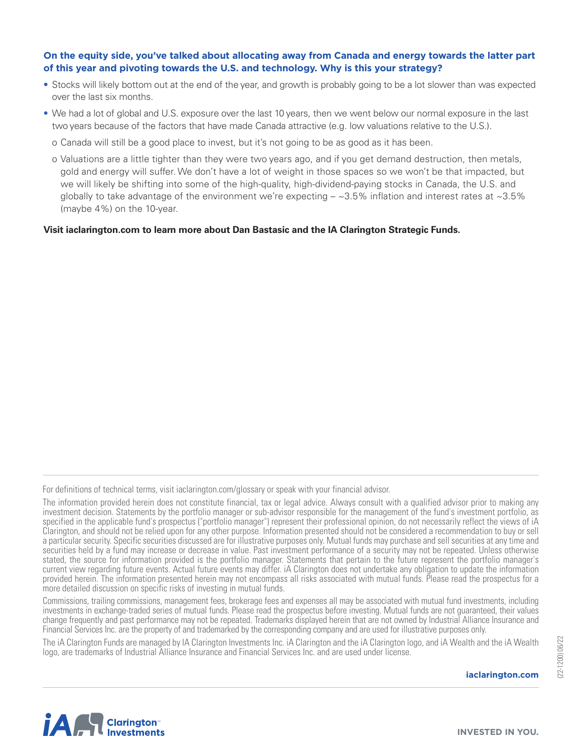**On the equity side, you've talked about allocating away from Canada and energy towards the latter part of this year and pivoting towards the U.S. and technology. Why is this your strategy?**

- Stocks will likely bottom out at the end of the year, and growth is probably going to be a lot slower than was expected over the last six months.
- We had a lot of global and U.S. exposure over the last 10 years, then we went below our normal exposure in the last two years because of the factors that have made Canada attractive (e.g. low valuations relative to the U.S.).
  - Canada will still be a good place to invest, but it's not going to be as good as it has been.
  - Valuations are a little tighter than they were two years ago, and if you get demand destruction, then metals, gold and energy will suffer. We don't have a lot of weight in those spaces so we won't be that impacted, but we will likely be shifting into some of the high-quality, high-dividend-paying stocks in Canada, the U.S. and globally to take advantage of the environment we're expecting – ~3.5% inflation and interest rates at ~3.5% (maybe 4%) on the 10-year.

**Visit iaclarington.com to learn more about Dan Bastasic and the IA Clarington Strategic Funds.**

For definitions of technical terms, visit iaclarington.com/glossary or speak with your financial advisor.

The information provided herein does not constitute financial, tax or legal advice. Always consult with a qualified advisor prior to making any investment decision. Statements by the portfolio manager or sub-advisor responsible for the management of the fund's investment portfolio, as specified in the applicable fund's prospectus ("portfolio manager") represent their professional opinion, do not necessarily reflect the views of iA Clarington, and should not be relied upon for any other purpose. Information presented should not be considered a recommendation to buy or sell a particular security. Specific securities discussed are for illustrative purposes only. Mutual funds may purchase and sell securities at any time and securities held by a fund may increase or decrease in value. Past investment performance of a security may not be repeated. Unless otherwise stated, the source for information provided is the portfolio manager. Statements that pertain to the future represent the portfolio manager's current view regarding future events. Actual future events may differ. iA Clarington does not undertake any obligation to update the information provided herein. The information presented herein may not encompass all risks associated with mutual funds. Please read the prospectus for a more detailed discussion on specific risks of investing in mutual funds.

Commissions, trailing commissions, management fees, brokerage fees and expenses all may be associated with mutual fund investments, including investments in exchange-traded series of mutual funds. Please read the prospectus before investing. Mutual funds are not guaranteed, their values change frequently and past performance may not be repeated. Trademarks displayed herein that are not owned by Industrial Alliance Insurance and Financial Services Inc. are the property of and trademarked by the corresponding company and are used for illustrative purposes only.

The iA Clarington Funds are managed by IA Clarington Investments Inc. iA Clarington and the iA Clarington logo, and iA Wealth and the iA Wealth logo, are trademarks of Industrial Alliance Insurance and Financial Services Inc. and are used under license.

**iaclarington.com**

(22-1200) 06/22

iA Clarington Investments

**INVESTED IN YOU.**